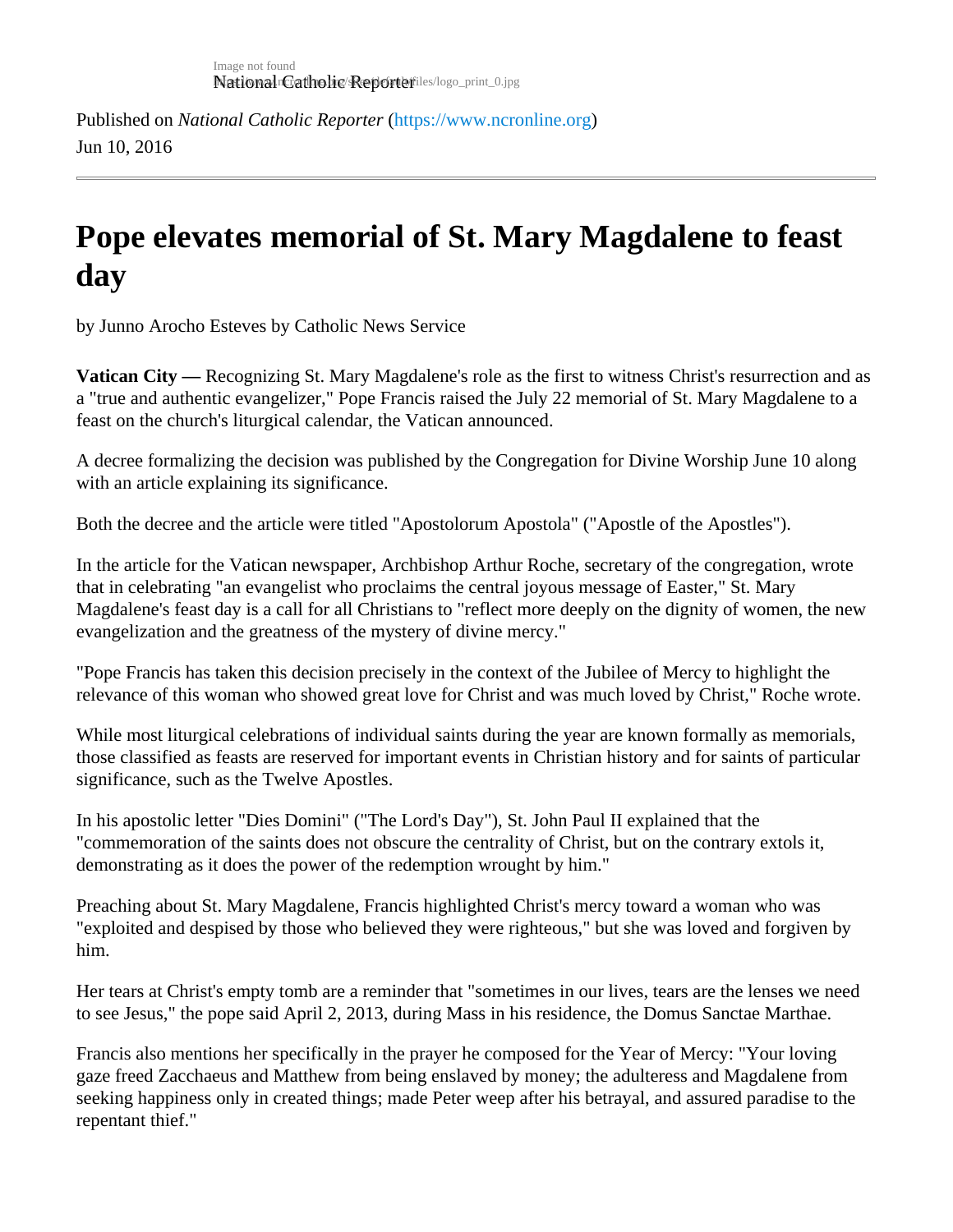Published on *National Catholic Reporter* (https://www.ncronline.org)

Jun 10, 2016

# Pope elevates memorial of St. Mary Magdalene to feast day

by Junno Arocho Esteves by Catholic News Service

**Vatican City —** Recognizing St. Mary Magdalene's role as the first to witness Christ's resurrection and as a "true and authentic evangelizer," Pope Francis raised the July 22 memorial of St. Mary Magdalene to a feast on the church's liturgical calendar, the Vatican announced.

A decree formalizing the decision was published by the Congregation for Divine Worship June 10 along with an article explaining its significance.

Both the decree and the article were titled "Apostolorum Apostola" ("Apostle of the Apostles").

In the article for the Vatican newspaper, Archbishop Arthur Roche, secretary of the congregation, wrote that in celebrating "an evangelist who proclaims the central joyous message of Easter," St. Mary Magdalene's feast day is a call for all Christians to "reflect more deeply on the dignity of women, the new evangelization and the greatness of the mystery of divine mercy."

"Pope Francis has taken this decision precisely in the context of the Jubilee of Mercy to highlight the relevance of this woman who showed great love for Christ and was much loved by Christ," Roche wrote.

While most liturgical celebrations of individual saints during the year are known formally as memorials, those classified as feasts are reserved for important events in Christian history and for saints of particular significance, such as the Twelve Apostles.

In his apostolic letter "Dies Domini" ("The Lord's Day"), St. John Paul II explained that the "commemoration of the saints does not obscure the centrality of Christ, but on the contrary extols it, demonstrating as it does the power of the redemption wrought by him."

Preaching about St. Mary Magdalene, Francis highlighted Christ's mercy toward a woman who was "exploited and despised by those who believed they were righteous," but she was loved and forgiven by him.

Her tears at Christ's empty tomb are a reminder that "sometimes in our lives, tears are the lenses we need to see Jesus," the pope said April 2, 2013, during Mass in his residence, the Domus Sanctae Marthae.

Francis also mentions her specifically in the prayer he composed for the Year of Mercy: "Your loving gaze freed Zacchaeus and Matthew from being enslaved by money; the adulteress and Magdalene from seeking happiness only in created things; made Peter weep after his betrayal, and assured paradise to the repentant thief."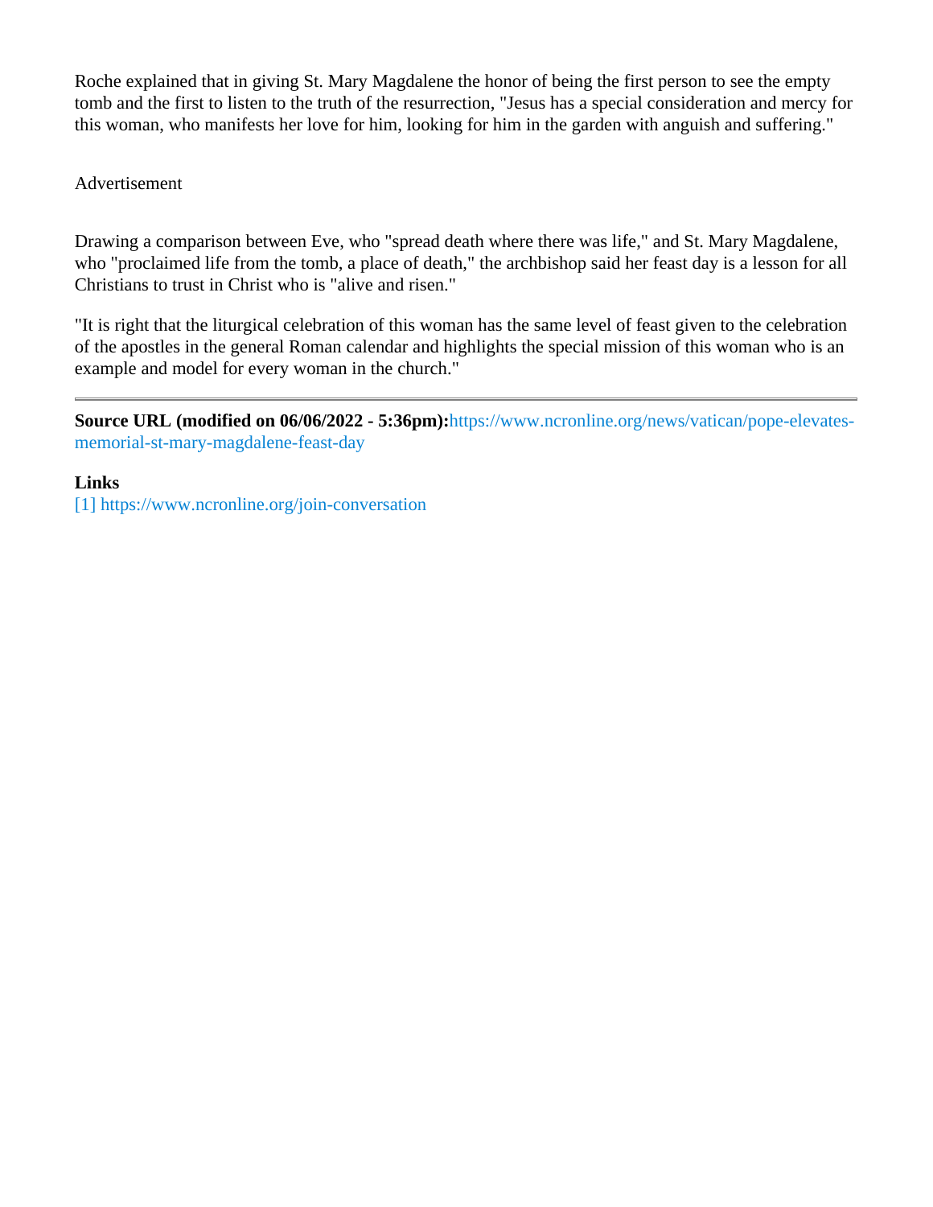Roche explained that in giving St. Mary Magdalene the honor of being the first person to see the empty tomb and the first to listen to the truth of the resurrection, "Jesus has a special consideration and mercy for this woman, who manifests her love for him, looking for him in the garden with anguish and suffering."

Advertisement

Drawing a comparison between Eve, who "spread death where there was life," and St. Mary Magdalene, who "proclaimed life from the tomb, a place of death," the archbishop said her feast day is a lesson for all Christians to trust in Christ who is "alive and risen."

"It is right that the liturgical celebration of this woman has the same level of feast given to the celebration of the apostles in the general Roman calendar and highlights the special mission of this woman who is an example and model for every woman in the church."

---

**Source URL (modified on 06/06/2022 - 5:36pm):** https://www.ncronline.org/news/vatican/pope-elevates-memorial-st-mary-magdalene-feast-day

**Links**
[1] https://www.ncronline.org/join-conversation